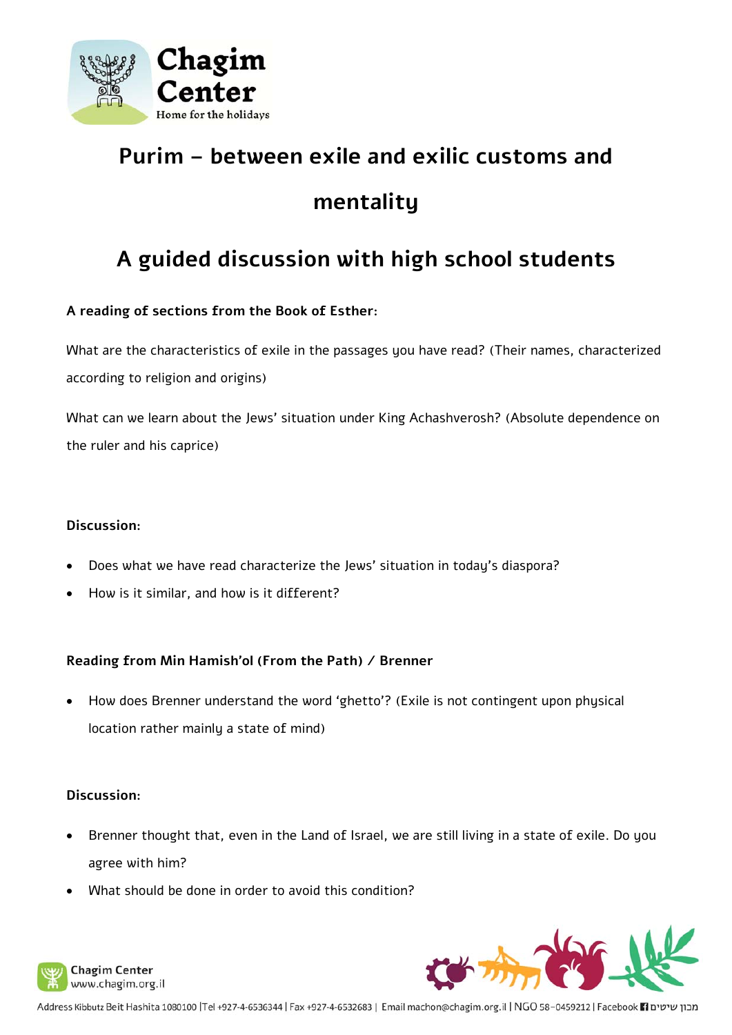# Purim – between exile and exilic customs and mentality

## A guided discussion with high school students

**A reading of sections from the Book of Esther:**

What are the characteristics of exile in the passages you have read? (Their names, characterized according to religion and origins)

What can we learn about the Jews' situation under King Achashverosh? (Absolute dependence on the ruler and his caprice)

**Discussion:**

- Does what we have read characterize the Jews' situation in today's diaspora?
- How is it similar, and how is it different?

**Reading from Min Hamish'ol (From the Path) / Brenner**

- How does Brenner understand the word 'ghetto'? (Exile is not contingent upon physical location rather mainly a state of mind)

**Discussion:**

- Brenner thought that, even in the Land of Israel, we are still living in a state of exile. Do you agree with him?
- What should be done in order to avoid this condition?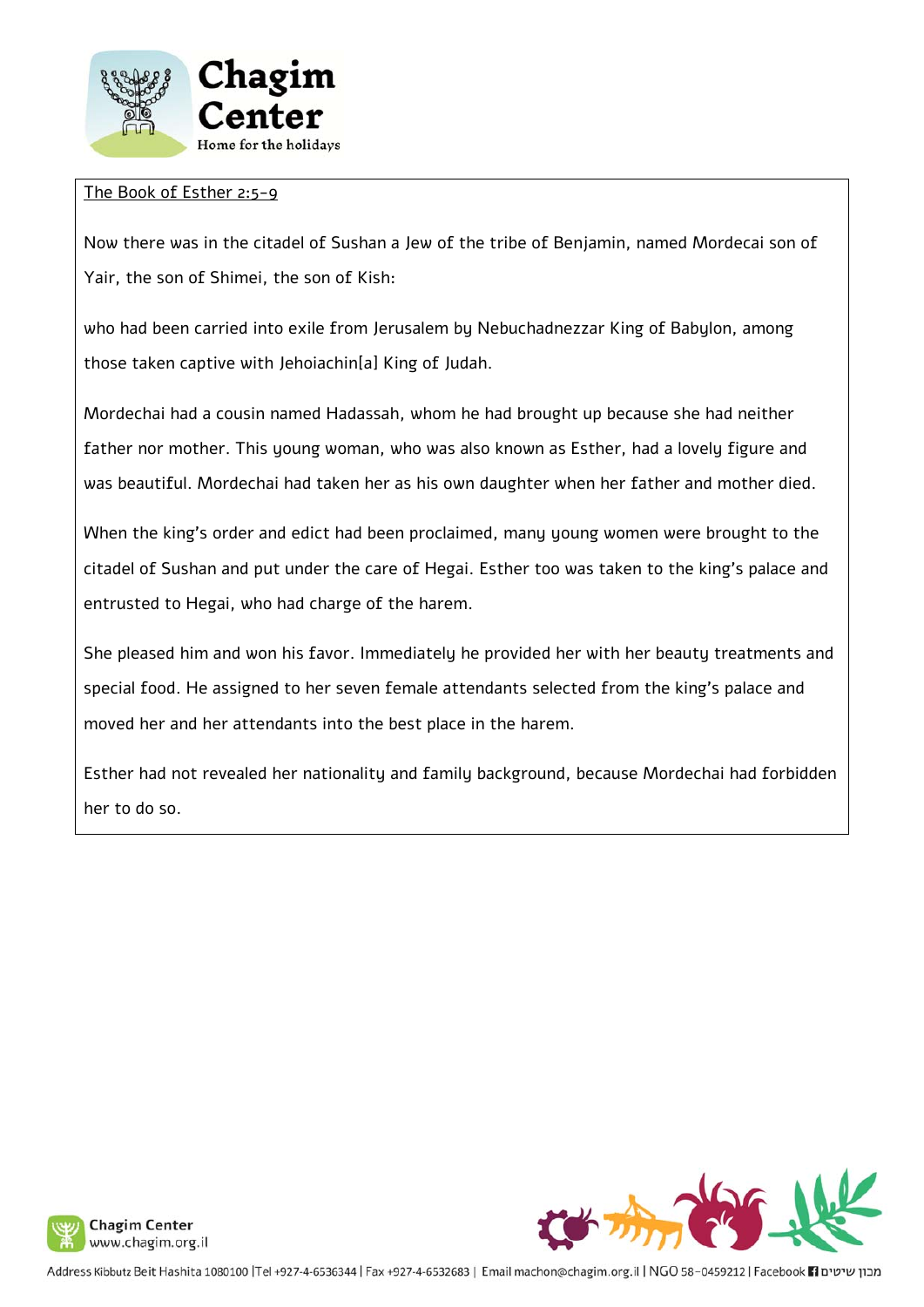The Book of Esther 2:5-9

Now there was in the citadel of Sushan a Jew of the tribe of Benjamin, named Mordecai son of Yair, the son of Shimei, the son of Kish:

who had been carried into exile from Jerusalem by Nebuchadnezzar King of Babylon, among those taken captive with Jehoiachin[a] King of Judah.

Mordechai had a cousin named Hadassah, whom he had brought up because she had neither father nor mother. This young woman, who was also known as Esther, had a lovely figure and was beautiful. Mordechai had taken her as his own daughter when her father and mother died.

When the king's order and edict had been proclaimed, many young women were brought to the citadel of Sushan and put under the care of Hegai. Esther too was taken to the king's palace and entrusted to Hegai, who had charge of the harem.

She pleased him and won his favor. Immediately he provided her with her beauty treatments and special food. He assigned to her seven female attendants selected from the king's palace and moved her and her attendants into the best place in the harem.

Esther had not revealed her nationality and family background, because Mordechai had forbidden her to do so.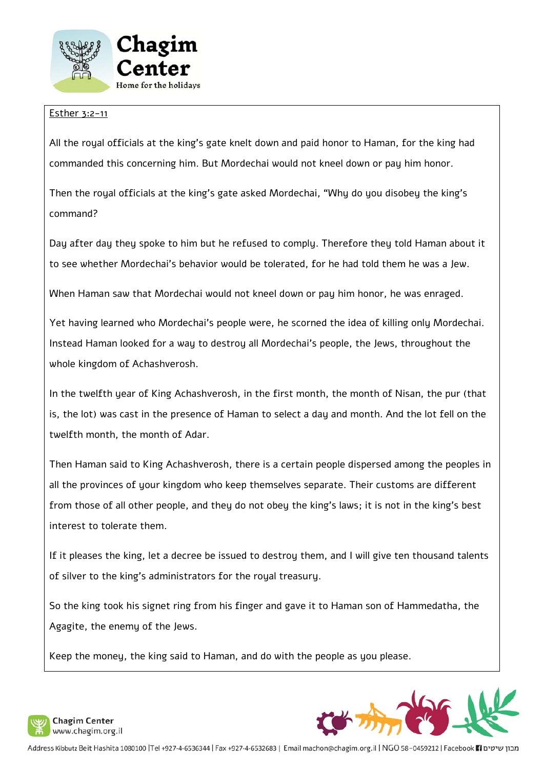<u>Esther 3:2-11</u>

All the royal officials at the king's gate knelt down and paid honor to Haman, for the king had commanded this concerning him. But Mordechai would not kneel down or pay him honor.

Then the royal officials at the king's gate asked Mordechai, "Why do you disobey the king's command?

Day after day they spoke to him but he refused to comply. Therefore they told Haman about it to see whether Mordechai's behavior would be tolerated, for he had told them he was a Jew.

When Haman saw that Mordechai would not kneel down or pay him honor, he was enraged.

Yet having learned who Mordechai's people were, he scorned the idea of killing only Mordechai. Instead Haman looked for a way to destroy all Mordechai's people, the Jews, throughout the whole kingdom of Achashverosh.

In the twelfth year of King Achashverosh, in the first month, the month of Nisan, the pur (that is, the lot) was cast in the presence of Haman to select a day and month. And the lot fell on the twelfth month, the month of Adar.

Then Haman said to King Achashverosh, there is a certain people dispersed among the peoples in all the provinces of your kingdom who keep themselves separate. Their customs are different from those of all other people, and they do not obey the king's laws; it is not in the king's best interest to tolerate them.

If it pleases the king, let a decree be issued to destroy them, and I will give ten thousand talents of silver to the king's administrators for the royal treasury.

So the king took his signet ring from his finger and gave it to Haman son of Hammedatha, the Agagite, the enemy of the Jews.

Keep the money, the king said to Haman, and do with the people as you please.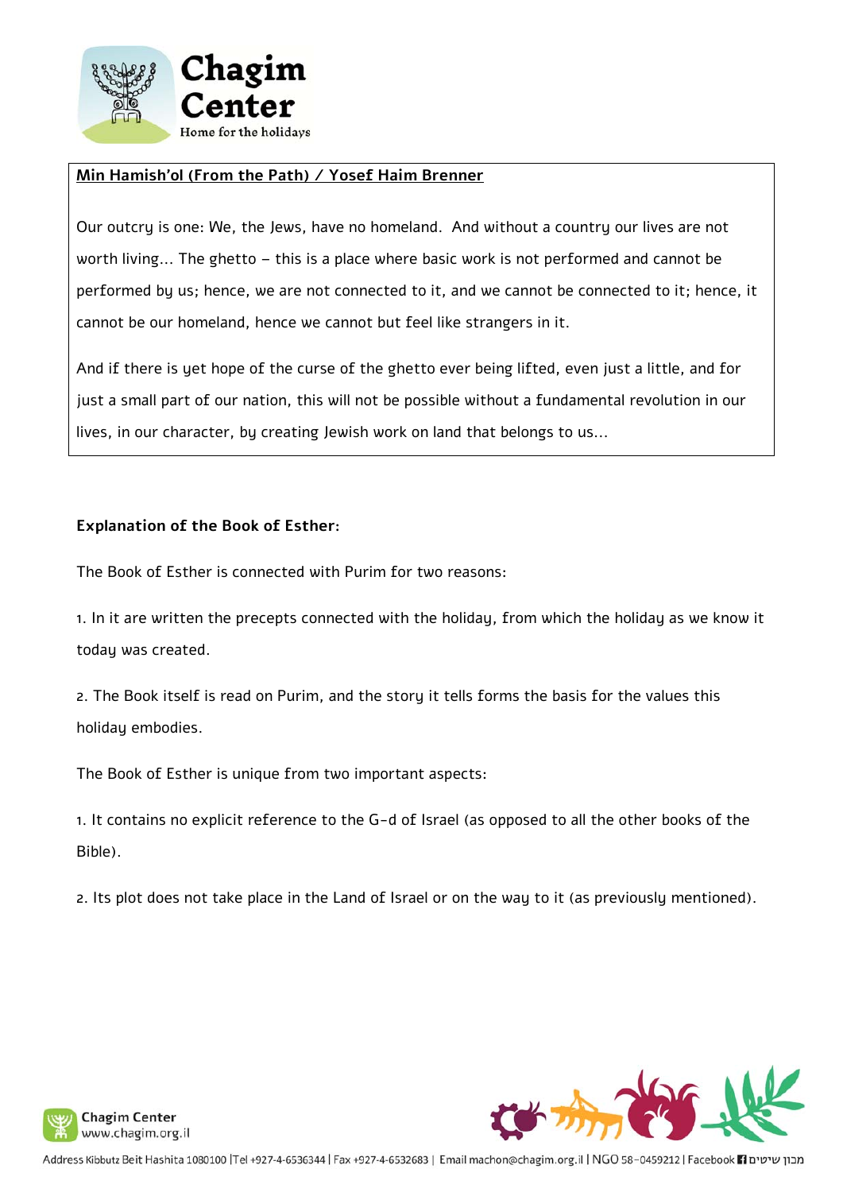**Min Hamish'ol (From the Path) / Yosef Haim Brenner**

Our outcry is one: We, the Jews, have no homeland. And without a country our lives are not worth living… The ghetto – this is a place where basic work is not performed and cannot be performed by us; hence, we are not connected to it, and we cannot be connected to it; hence, it cannot be our homeland, hence we cannot but feel like strangers in it.

And if there is yet hope of the curse of the ghetto ever being lifted, even just a little, and for just a small part of our nation, this will not be possible without a fundamental revolution in our lives, in our character, by creating Jewish work on land that belongs to us…

**Explanation of the Book of Esther:**

The Book of Esther is connected with Purim for two reasons:

1. In it are written the precepts connected with the holiday, from which the holiday as we know it today was created.

2. The Book itself is read on Purim, and the story it tells forms the basis for the values this holiday embodies.

The Book of Esther is unique from two important aspects:

1. It contains no explicit reference to the G-d of Israel (as opposed to all the other books of the Bible).

2. Its plot does not take place in the Land of Israel or on the way to it (as previously mentioned).